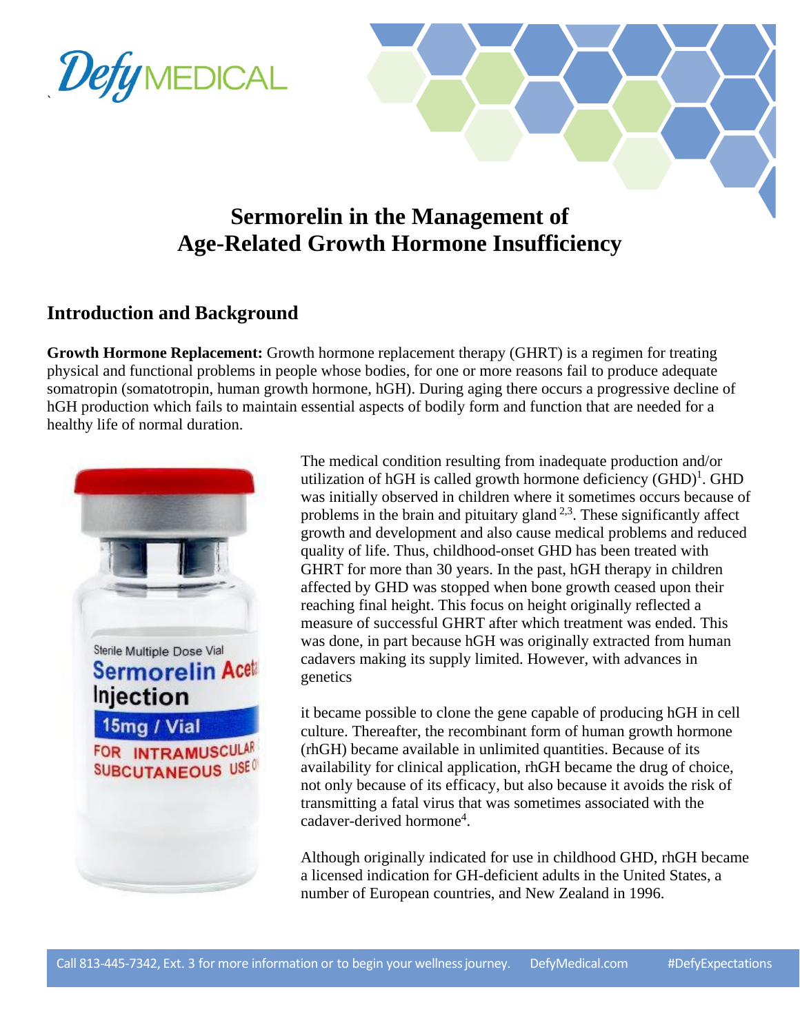# Sermorelin in the Management of Age-Related Growth Hormone Insufficiency

## Introduction and Background

**Growth Hormone Replacement:** Growth hormone replacement therapy (GHRT) is a regimen for treating physical and functional problems in people whose bodies, for one or more reasons fail to produce adequate somatropin (somatotropin, human growth hormone, hGH). During aging there occurs a progressive decline of hGH production which fails to maintain essential aspects of bodily form and function that are needed for a healthy life of normal duration.

The medical condition resulting from inadequate production and/or utilization of hGH is called growth hormone deficiency (GHD)[1]. GHD was initially observed in children where it sometimes occurs because of problems in the brain and pituitary gland [2,3]. These significantly affect growth and development and also cause medical problems and reduced quality of life. Thus, childhood-onset GHD has been treated with GHRT for more than 30 years. In the past, hGH therapy in children affected by GHD was stopped when bone growth ceased upon their reaching final height. This focus on height originally reflected a measure of successful GHRT after which treatment was ended. This was done, in part because hGH was originally extracted from human cadavers making its supply limited. However, with advances in genetics it became possible to clone the gene capable of producing hGH in cell culture. Thereafter, the recombinant form of human growth hormone (rhGH) became available in unlimited quantities. Because of its availability for clinical application, rhGH became the drug of choice, not only because of its efficacy, but also because it avoids the risk of transmitting a fatal virus that was sometimes associated with the cadaver-derived hormone[4].

Although originally indicated for use in childhood GHD, rhGH became a licensed indication for GH-deficient adults in the United States, a number of European countries, and New Zealand in 1996.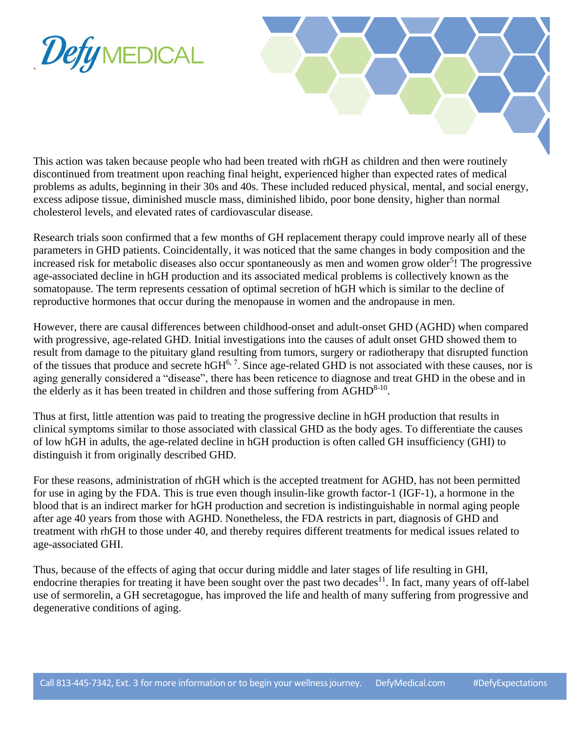This action was taken because people who had been treated with rhGH as children and then were routinely discontinued from treatment upon reaching final height, experienced higher than expected rates of medical problems as adults, beginning in their 30s and 40s. These included reduced physical, mental, and social energy, excess adipose tissue, diminished muscle mass, diminished libido, poor bone density, higher than normal cholesterol levels, and elevated rates of cardiovascular disease.

Research trials soon confirmed that a few months of GH replacement therapy could improve nearly all of these parameters in GHD patients. Coincidentally, it was noticed that the same changes in body composition and the increased risk for metabolic diseases also occur spontaneously as men and women grow older[5]! The progressive age-associated decline in hGH production and its associated medical problems is collectively known as the somatopause. The term represents cessation of optimal secretion of hGH which is similar to the decline of reproductive hormones that occur during the menopause in women and the andropause in men.

However, there are causal differences between childhood-onset and adult-onset GHD (AGHD) when compared with progressive, age-related GHD. Initial investigations into the causes of adult onset GHD showed them to result from damage to the pituitary gland resulting from tumors, surgery or radiotherapy that disrupted function of the tissues that produce and secrete hGH[6, 7]. Since age-related GHD is not associated with these causes, nor is aging generally considered a "disease", there has been reticence to diagnose and treat GHD in the obese and in the elderly as it has been treated in children and those suffering from AGHD[8-10].

Thus at first, little attention was paid to treating the progressive decline in hGH production that results in clinical symptoms similar to those associated with classical GHD as the body ages. To differentiate the causes of low hGH in adults, the age-related decline in hGH production is often called GH insufficiency (GHI) to distinguish it from originally described GHD.

For these reasons, administration of rhGH which is the accepted treatment for AGHD, has not been permitted for use in aging by the FDA. This is true even though insulin-like growth factor-1 (IGF-1), a hormone in the blood that is an indirect marker for hGH production and secretion is indistinguishable in normal aging people after age 40 years from those with AGHD. Nonetheless, the FDA restricts in part, diagnosis of GHD and treatment with rhGH to those under 40, and thereby requires different treatments for medical issues related to age-associated GHI.

Thus, because of the effects of aging that occur during middle and later stages of life resulting in GHI, endocrine therapies for treating it have been sought over the past two decades[11]. In fact, many years of off-label use of sermorelin, a GH secretagogue, has improved the life and health of many suffering from progressive and degenerative conditions of aging.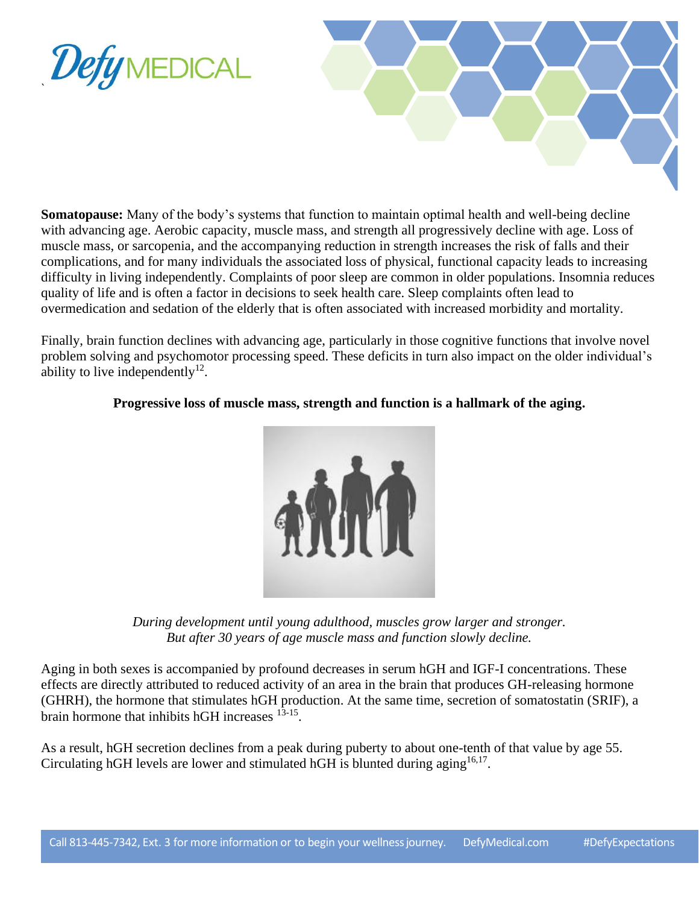**Somatopause:** Many of the body's systems that function to maintain optimal health and well-being decline with advancing age. Aerobic capacity, muscle mass, and strength all progressively decline with age. Loss of muscle mass, or sarcopenia, and the accompanying reduction in strength increases the risk of falls and their complications, and for many individuals the associated loss of physical, functional capacity leads to increasing difficulty in living independently. Complaints of poor sleep are common in older populations. Insomnia reduces quality of life and is often a factor in decisions to seek health care. Sleep complaints often lead to overmedication and sedation of the elderly that is often associated with increased morbidity and mortality.

Finally, brain function declines with advancing age, particularly in those cognitive functions that involve novel problem solving and psychomotor processing speed. These deficits in turn also impact on the older individual's ability to live independently[12].

**Progressive loss of muscle mass, strength and function is a hallmark of the aging.**

*During development until young adulthood, muscles grow larger and stronger. But after 30 years of age muscle mass and function slowly decline.*

Aging in both sexes is accompanied by profound decreases in serum hGH and IGF-I concentrations. These effects are directly attributed to reduced activity of an area in the brain that produces GH-releasing hormone (GHRH), the hormone that stimulates hGH production. At the same time, secretion of somatostatin (SRIF), a brain hormone that inhibits hGH increases [13-15].

As a result, hGH secretion declines from a peak during puberty to about one-tenth of that value by age 55. Circulating hGH levels are lower and stimulated hGH is blunted during aging[16,17].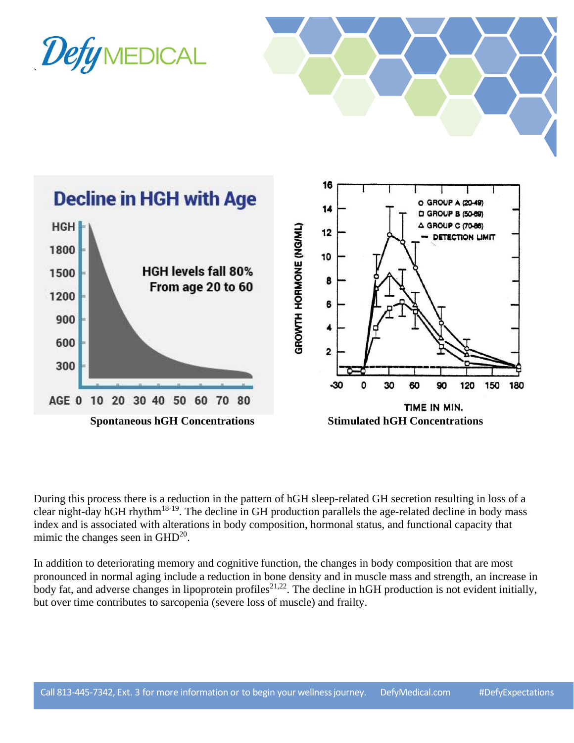Spontaneous hGH Concentrations

Stimulated hGH Concentrations

During this process there is a reduction in the pattern of hGH sleep-related GH secretion resulting in loss of a clear night-day hGH rhythm[18-19]. The decline in GH production parallels the age-related decline in body mass index and is associated with alterations in body composition, hormonal status, and functional capacity that mimic the changes seen in GHD[20].

In addition to deteriorating memory and cognitive function, the changes in body composition that are most pronounced in normal aging include a reduction in bone density and in muscle mass and strength, an increase in body fat, and adverse changes in lipoprotein profiles[21,22]. The decline in hGH production is not evident initially, but over time contributes to sarcopenia (severe loss of muscle) and frailty.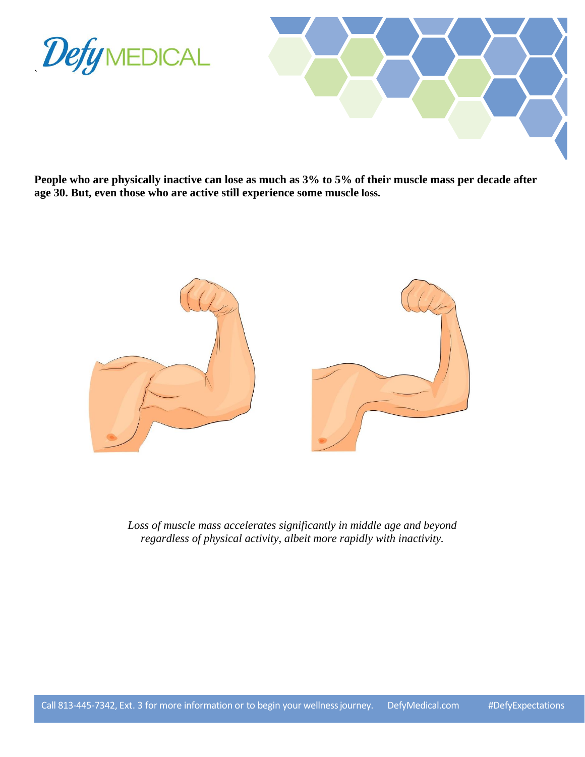**People who are physically inactive can lose as much as 3% to 5% of their muscle mass per decade after age 30. But, even those who are active still experience some muscle loss.**

*Loss of muscle mass accelerates significantly in middle age and beyond regardless of physical activity, albeit more rapidly with inactivity.*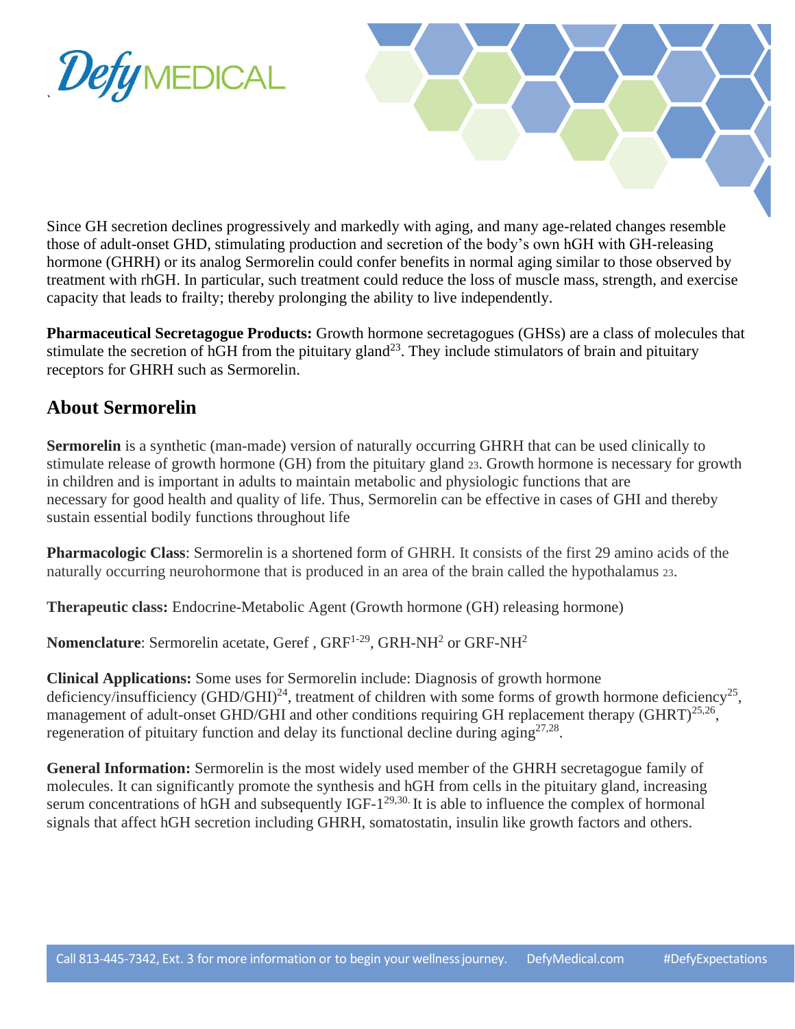Since GH secretion declines progressively and markedly with aging, and many age-related changes resemble those of adult-onset GHD, stimulating production and secretion of the body's own hGH with GH-releasing hormone (GHRH) or its analog Sermorelin could confer benefits in normal aging similar to those observed by treatment with rhGH. In particular, such treatment could reduce the loss of muscle mass, strength, and exercise capacity that leads to frailty; thereby prolonging the ability to live independently.

**Pharmaceutical Secretagogue Products:** Growth hormone secretagogues (GHSs) are a class of molecules that stimulate the secretion of hGH from the pituitary gland[23]. They include stimulators of brain and pituitary receptors for GHRH such as Sermorelin.

## About Sermorelin

**Sermorelin** is a synthetic (man-made) version of naturally occurring GHRH that can be used clinically to stimulate release of growth hormone (GH) from the pituitary gland 23. Growth hormone is necessary for growth in children and is important in adults to maintain metabolic and physiologic functions that are necessary for good health and quality of life. Thus, Sermorelin can be effective in cases of GHI and thereby sustain essential bodily functions throughout life

**Pharmacologic Class**: Sermorelin is a shortened form of GHRH. It consists of the first 29 amino acids of the naturally occurring neurohormone that is produced in an area of the brain called the hypothalamus 23.

**Therapeutic class:** Endocrine-Metabolic Agent (Growth hormone (GH) releasing hormone)

**Nomenclature**: Sermorelin acetate, Geref , $GRF^{1-29}$, $GRH\text{-}NH^2$ or $GRF\text{-}NH^2$

**Clinical Applications:** Some uses for Sermorelin include: Diagnosis of growth hormone deficiency/insufficiency (GHD/GHI)[24], treatment of children with some forms of growth hormone deficiency[25], management of adult-onset GHD/GHI and other conditions requiring GH replacement therapy (GHRT)[25,26], regeneration of pituitary function and delay its functional decline during aging[27,28].

**General Information:** Sermorelin is the most widely used member of the GHRH secretagogue family of molecules. It can significantly promote the synthesis and hGH from cells in the pituitary gland, increasing serum concentrations of hGH and subsequently IGF-1[29,30]. It is able to influence the complex of hormonal signals that affect hGH secretion including GHRH, somatostatin, insulin like growth factors and others.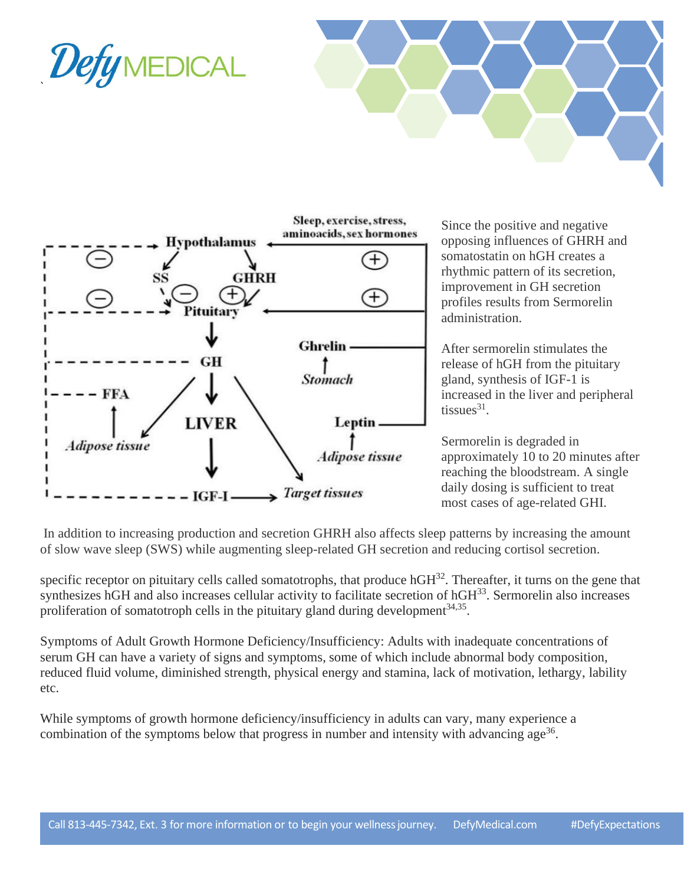Since the positive and negative opposing influences of GHRH and somatostatin on hGH creates a rhythmic pattern of its secretion, improvement in GH secretion profiles results from Sermorelin administration.

After sermorelin stimulates the release of hGH from the pituitary gland, synthesis of IGF-1 is increased in the liver and peripheral tissues[31].

Sermorelin is degraded in approximately 10 to 20 minutes after reaching the bloodstream. A single daily dosing is sufficient to treat most cases of age-related GHI.

In addition to increasing production and secretion GHRH also affects sleep patterns by increasing the amount of slow wave sleep (SWS) while augmenting sleep-related GH secretion and reducing cortisol secretion.

specific receptor on pituitary cells called somatotrophs, that produce hGH[32]. Thereafter, it turns on the gene that synthesizes hGH and also increases cellular activity to facilitate secretion of hGH[33]. Sermorelin also increases proliferation of somatotroph cells in the pituitary gland during development[34,35].

Symptoms of Adult Growth Hormone Deficiency/Insufficiency: Adults with inadequate concentrations of serum GH can have a variety of signs and symptoms, some of which include abnormal body composition, reduced fluid volume, diminished strength, physical energy and stamina, lack of motivation, lethargy, lability etc.

While symptoms of growth hormone deficiency/insufficiency in adults can vary, many experience a combination of the symptoms below that progress in number and intensity with advancing age[36].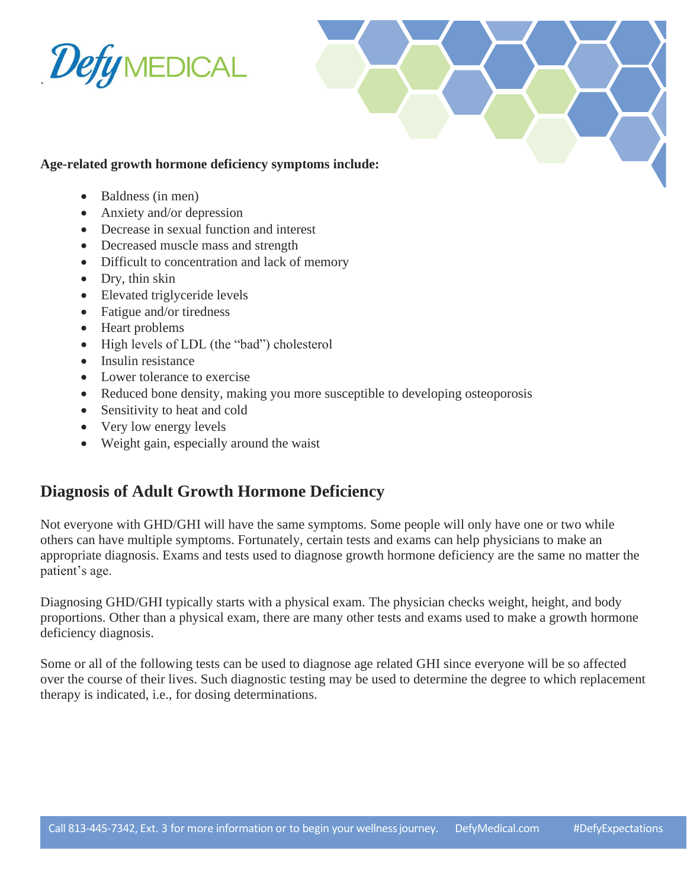**Age-related growth hormone deficiency symptoms include:**

- Baldness (in men)
- Anxiety and/or depression
- Decrease in sexual function and interest
- Decreased muscle mass and strength
- Difficult to concentration and lack of memory
- Dry, thin skin
- Elevated triglyceride levels
- Fatigue and/or tiredness
- Heart problems
- High levels of LDL (the "bad") cholesterol
- Insulin resistance
- Lower tolerance to exercise
- Reduced bone density, making you more susceptible to developing osteoporosis
- Sensitivity to heat and cold
- Very low energy levels
- Weight gain, especially around the waist

## Diagnosis of Adult Growth Hormone Deficiency

Not everyone with GHD/GHI will have the same symptoms. Some people will only have one or two while others can have multiple symptoms. Fortunately, certain tests and exams can help physicians to make an appropriate diagnosis. Exams and tests used to diagnose growth hormone deficiency are the same no matter the patient's age.

Diagnosing GHD/GHI typically starts with a physical exam. The physician checks weight, height, and body proportions. Other than a physical exam, there are many other tests and exams used to make a growth hormone deficiency diagnosis.

Some or all of the following tests can be used to diagnose age related GHI since everyone will be so affected over the course of their lives. Such diagnostic testing may be used to determine the degree to which replacement therapy is indicated, i.e., for dosing determinations.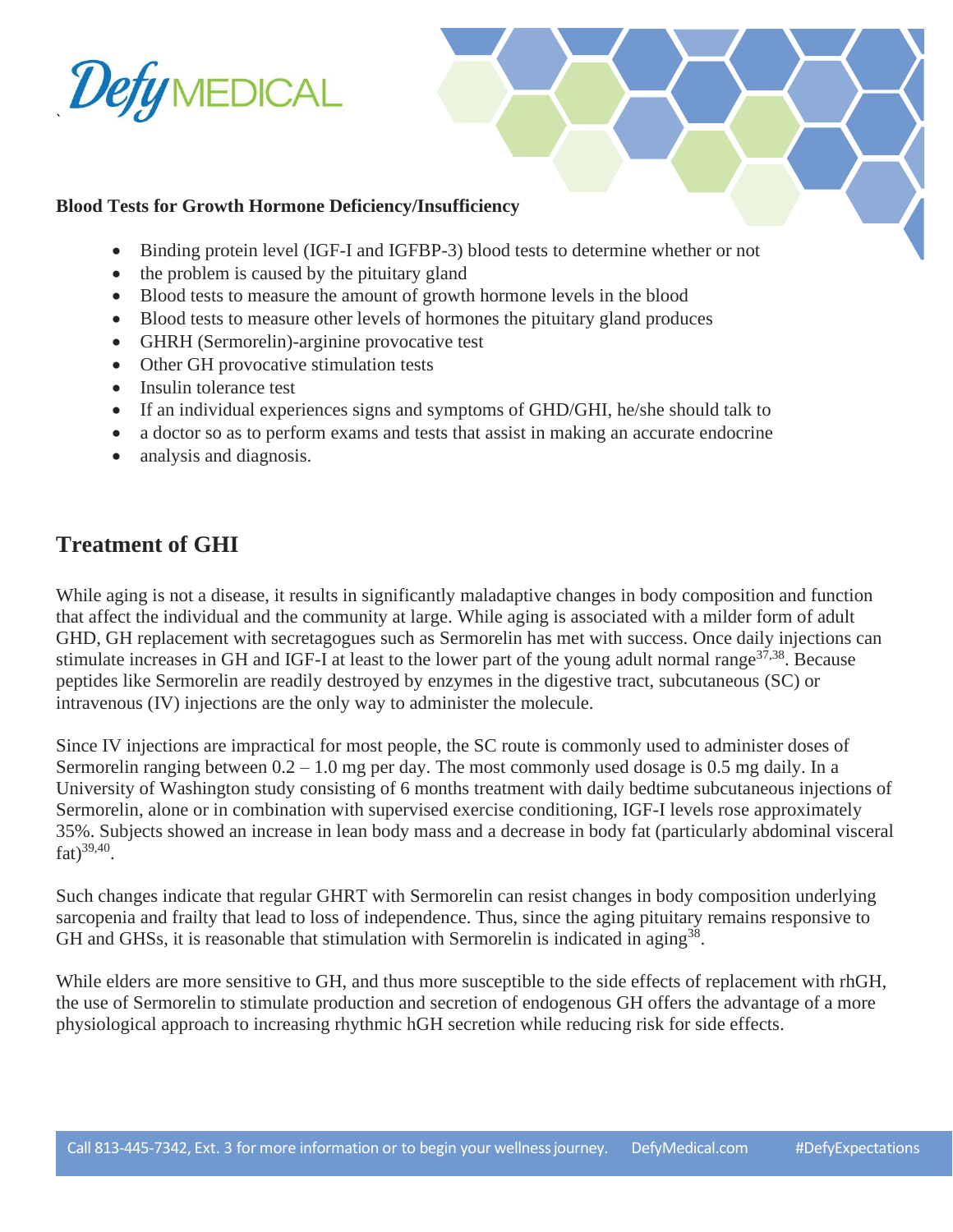**Blood Tests for Growth Hormone Deficiency/Insufficiency**

- Binding protein level (IGF-I and IGFBP-3) blood tests to determine whether or not
- the problem is caused by the pituitary gland
- Blood tests to measure the amount of growth hormone levels in the blood
- Blood tests to measure other levels of hormones the pituitary gland produces
- GHRH (Sermorelin)-arginine provocative test
- Other GH provocative stimulation tests
- Insulin tolerance test
- If an individual experiences signs and symptoms of GHD/GHI, he/she should talk to
- a doctor so as to perform exams and tests that assist in making an accurate endocrine
- analysis and diagnosis.

## Treatment of GHI

While aging is not a disease, it results in significantly maladaptive changes in body composition and function that affect the individual and the community at large. While aging is associated with a milder form of adult GHD, GH replacement with secretagogues such as Sermorelin has met with success. Once daily injections can stimulate increases in GH and IGF-I at least to the lower part of the young adult normal range[37,38]. Because peptides like Sermorelin are readily destroyed by enzymes in the digestive tract, subcutaneous (SC) or intravenous (IV) injections are the only way to administer the molecule.

Since IV injections are impractical for most people, the SC route is commonly used to administer doses of Sermorelin ranging between 0.2 – 1.0 mg per day. The most commonly used dosage is 0.5 mg daily. In a University of Washington study consisting of 6 months treatment with daily bedtime subcutaneous injections of Sermorelin, alone or in combination with supervised exercise conditioning, IGF-I levels rose approximately 35%. Subjects showed an increase in lean body mass and a decrease in body fat (particularly abdominal visceral fat)[39,40].

Such changes indicate that regular GHRT with Sermorelin can resist changes in body composition underlying sarcopenia and frailty that lead to loss of independence. Thus, since the aging pituitary remains responsive to GH and GHSs, it is reasonable that stimulation with Sermorelin is indicated in aging[38].

While elders are more sensitive to GH, and thus more susceptible to the side effects of replacement with rhGH, the use of Sermorelin to stimulate production and secretion of endogenous GH offers the advantage of a more physiological approach to increasing rhythmic hGH secretion while reducing risk for side effects.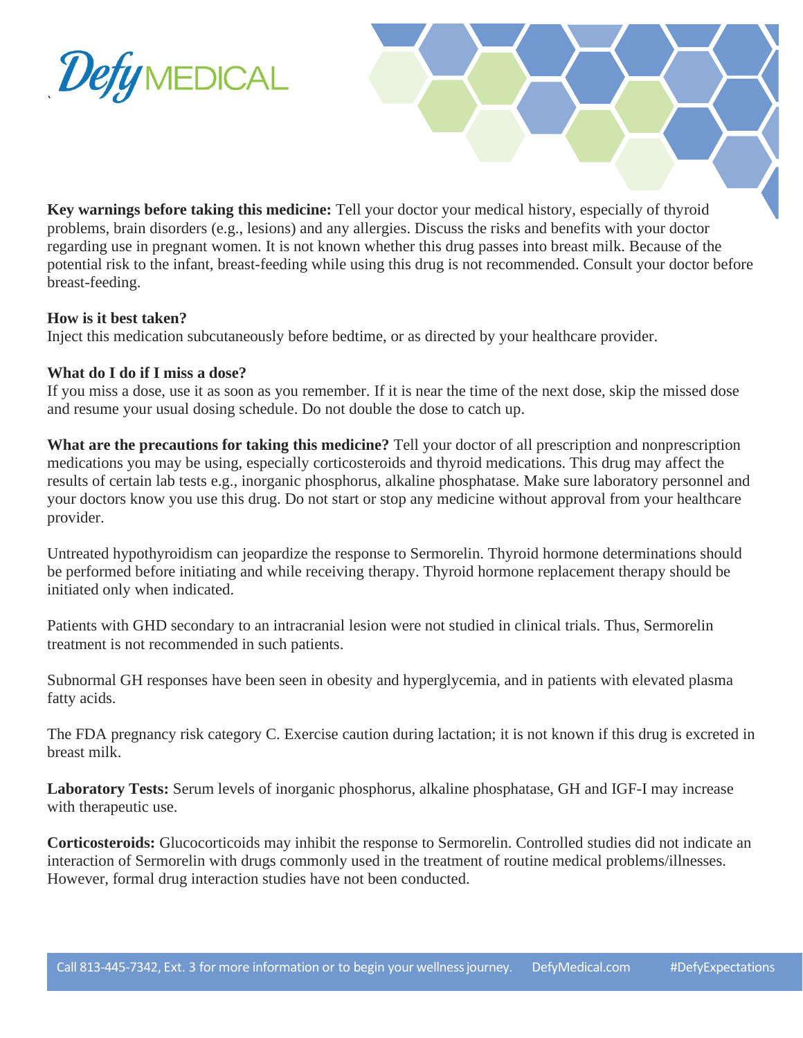**Key warnings before taking this medicine:** Tell your doctor your medical history, especially of thyroid problems, brain disorders (e.g., lesions) and any allergies. Discuss the risks and benefits with your doctor regarding use in pregnant women. It is not known whether this drug passes into breast milk. Because of the potential risk to the infant, breast-feeding while using this drug is not recommended. Consult your doctor before breast-feeding.

**How is it best taken?**
Inject this medication subcutaneously before bedtime, or as directed by your healthcare provider.

**What do I do if I miss a dose?**
If you miss a dose, use it as soon as you remember. If it is near the time of the next dose, skip the missed dose and resume your usual dosing schedule. Do not double the dose to catch up.

**What are the precautions for taking this medicine?** Tell your doctor of all prescription and nonprescription medications you may be using, especially corticosteroids and thyroid medications. This drug may affect the results of certain lab tests e.g., inorganic phosphorus, alkaline phosphatase. Make sure laboratory personnel and your doctors know you use this drug. Do not start or stop any medicine without approval from your healthcare provider.

Untreated hypothyroidism can jeopardize the response to Sermorelin. Thyroid hormone determinations should be performed before initiating and while receiving therapy. Thyroid hormone replacement therapy should be initiated only when indicated.

Patients with GHD secondary to an intracranial lesion were not studied in clinical trials. Thus, Sermorelin treatment is not recommended in such patients.

Subnormal GH responses have been seen in obesity and hyperglycemia, and in patients with elevated plasma fatty acids.

The FDA pregnancy risk category C. Exercise caution during lactation; it is not known if this drug is excreted in breast milk.

**Laboratory Tests:** Serum levels of inorganic phosphorus, alkaline phosphatase, GH and IGF-I may increase with therapeutic use.

**Corticosteroids:** Glucocorticoids may inhibit the response to Sermorelin. Controlled studies did not indicate an interaction of Sermorelin with drugs commonly used in the treatment of routine medical problems/illnesses. However, formal drug interaction studies have not been conducted.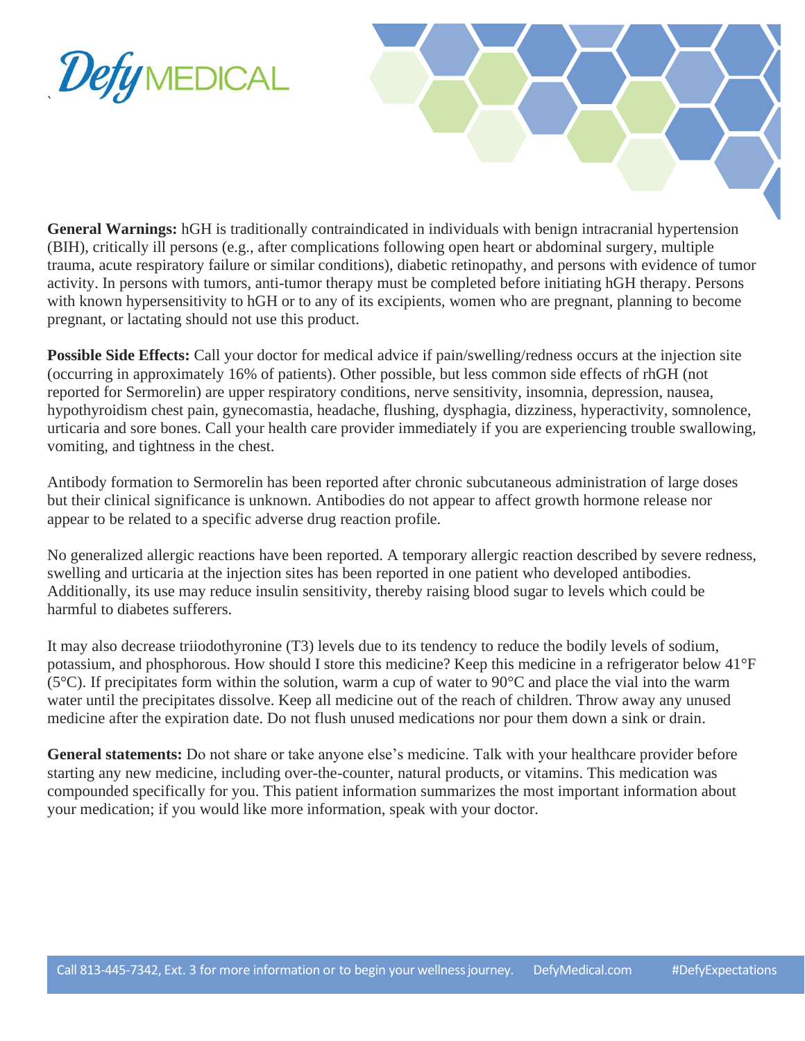**General Warnings:** hGH is traditionally contraindicated in individuals with benign intracranial hypertension (BIH), critically ill persons (e.g., after complications following open heart or abdominal surgery, multiple trauma, acute respiratory failure or similar conditions), diabetic retinopathy, and persons with evidence of tumor activity. In persons with tumors, anti-tumor therapy must be completed before initiating hGH therapy. Persons with known hypersensitivity to hGH or to any of its excipients, women who are pregnant, planning to become pregnant, or lactating should not use this product.

**Possible Side Effects:** Call your doctor for medical advice if pain/swelling/redness occurs at the injection site (occurring in approximately 16% of patients). Other possible, but less common side effects of rhGH (not reported for Sermorelin) are upper respiratory conditions, nerve sensitivity, insomnia, depression, nausea, hypothyroidism chest pain, gynecomastia, headache, flushing, dysphagia, dizziness, hyperactivity, somnolence, urticaria and sore bones. Call your health care provider immediately if you are experiencing trouble swallowing, vomiting, and tightness in the chest.

Antibody formation to Sermorelin has been reported after chronic subcutaneous administration of large doses but their clinical significance is unknown. Antibodies do not appear to affect growth hormone release nor appear to be related to a specific adverse drug reaction profile.

No generalized allergic reactions have been reported. A temporary allergic reaction described by severe redness, swelling and urticaria at the injection sites has been reported in one patient who developed antibodies. Additionally, its use may reduce insulin sensitivity, thereby raising blood sugar to levels which could be harmful to diabetes sufferers.

It may also decrease triiodothyronine (T3) levels due to its tendency to reduce the bodily levels of sodium, potassium, and phosphorous. How should I store this medicine? Keep this medicine in a refrigerator below 41°F (5°C). If precipitates form within the solution, warm a cup of water to 90°C and place the vial into the warm water until the precipitates dissolve. Keep all medicine out of the reach of children. Throw away any unused medicine after the expiration date. Do not flush unused medications nor pour them down a sink or drain.

**General statements:** Do not share or take anyone else's medicine. Talk with your healthcare provider before starting any new medicine, including over-the-counter, natural products, or vitamins. This medication was compounded specifically for you. This patient information summarizes the most important information about your medication; if you would like more information, speak with your doctor.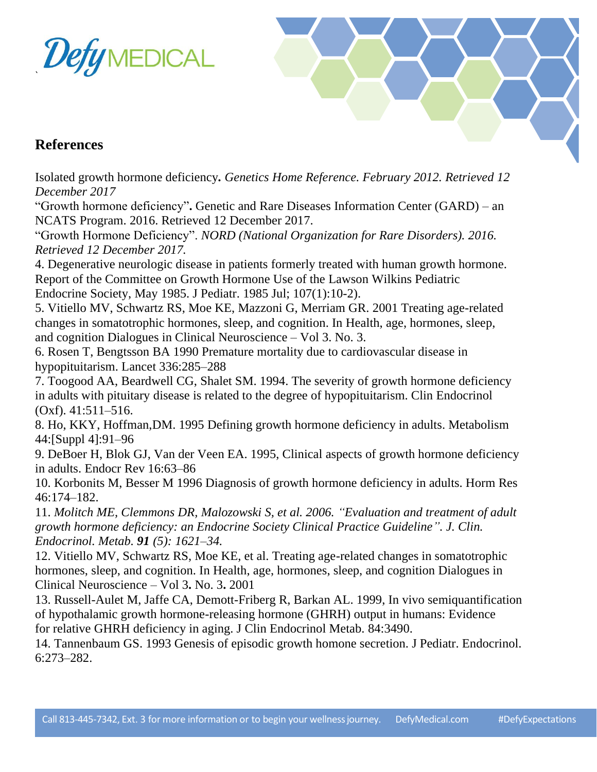## References

Isolated growth hormone deficiency**.** *Genetics Home Reference. February 2012. Retrieved 12 December 2017*

"Growth hormone deficiency"**.** Genetic and Rare Diseases Information Center (GARD) – an NCATS Program. 2016. Retrieved 12 December 2017.

"Growth Hormone Deficiency". *NORD (National Organization for Rare Disorders). 2016. Retrieved 12 December 2017.*

4. Degenerative neurologic disease in patients formerly treated with human growth hormone. Report of the Committee on Growth Hormone Use of the Lawson Wilkins Pediatric Endocrine Society, May 1985. J Pediatr. 1985 Jul; 107(1):10-2).

5. Vitiello MV, Schwartz RS, Moe KE, Mazzoni G, Merriam GR. 2001 Treating age-related changes in somatotrophic hormones, sleep, and cognition. In Health, age, hormones, sleep, and cognition Dialogues in Clinical Neuroscience – Vol 3. No. 3.

6. Rosen T, Bengtsson BA 1990 Premature mortality due to cardiovascular disease in hypopituitarism. Lancet 336:285–288

7. Toogood AA, Beardwell CG, Shalet SM. 1994. The severity of growth hormone deficiency in adults with pituitary disease is related to the degree of hypopituitarism. Clin Endocrinol (Oxf). 41:511–516.

8. Ho, KKY, Hoffman,DM. 1995 Defining growth hormone deficiency in adults. Metabolism 44:[Suppl 4]:91–96

9. DeBoer H, Blok GJ, Van der Veen EA. 1995, Clinical aspects of growth hormone deficiency in adults. Endocr Rev 16:63–86

10. Korbonits M, Besser M 1996 Diagnosis of growth hormone deficiency in adults. Horm Res 46:174–182.

11. *Molitch ME, Clemmons DR, Malozowski S, et al. 2006. "Evaluation and treatment of adult growth hormone deficiency: an Endocrine Society Clinical Practice Guideline". J. Clin. Endocrinol. Metab.* ***91*** *(5): 1621–34.*

12. Vitiello MV, Schwartz RS, Moe KE, et al. Treating age-related changes in somatotrophic hormones, sleep, and cognition. In Health, age, hormones, sleep, and cognition Dialogues in Clinical Neuroscience – Vol 3**.** No. 3**.** 2001

13. Russell-Aulet M, Jaffe CA, Demott-Friberg R, Barkan AL. 1999, In vivo semiquantification of hypothalamic growth hormone-releasing hormone (GHRH) output in humans: Evidence for relative GHRH deficiency in aging. J Clin Endocrinol Metab. 84:3490.

14. Tannenbaum GS. 1993 Genesis of episodic growth homone secretion. J Pediatr. Endocrinol. 6:273–282.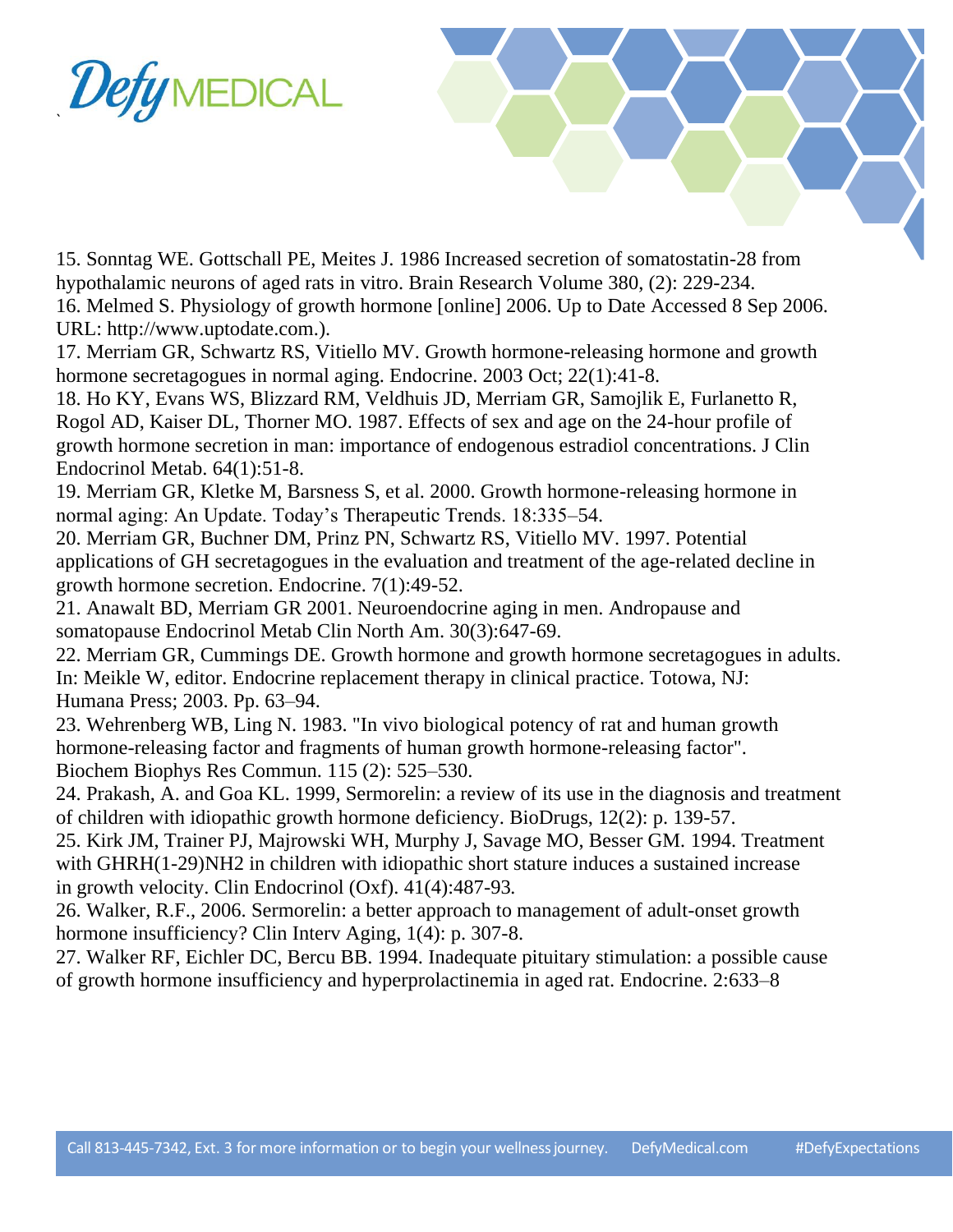15. Sonntag WE. Gottschall PE, Meites J. 1986 Increased secretion of somatostatin-28 from hypothalamic neurons of aged rats in vitro. Brain Research Volume 380, (2): 229-234.
16. Melmed S. Physiology of growth hormone [online] 2006. Up to Date Accessed 8 Sep 2006. URL: http://www.uptodate.com.).
17. Merriam GR, Schwartz RS, Vitiello MV. Growth hormone-releasing hormone and growth hormone secretagogues in normal aging. Endocrine. 2003 Oct; 22(1):41-8.
18. Ho KY, Evans WS, Blizzard RM, Veldhuis JD, Merriam GR, Samojlik E, Furlanetto R, Rogol AD, Kaiser DL, Thorner MO. 1987. Effects of sex and age on the 24-hour profile of growth hormone secretion in man: importance of endogenous estradiol concentrations. J Clin Endocrinol Metab. 64(1):51-8.
19. Merriam GR, Kletke M, Barsness S, et al. 2000. Growth hormone-releasing hormone in normal aging: An Update. Today's Therapeutic Trends. 18:335–54.
20. Merriam GR, Buchner DM, Prinz PN, Schwartz RS, Vitiello MV. 1997. Potential applications of GH secretagogues in the evaluation and treatment of the age-related decline in growth hormone secretion. Endocrine. 7(1):49-52.
21. Anawalt BD, Merriam GR 2001. Neuroendocrine aging in men. Andropause and somatopause Endocrinol Metab Clin North Am. 30(3):647-69.
22. Merriam GR, Cummings DE. Growth hormone and growth hormone secretagogues in adults. In: Meikle W, editor. Endocrine replacement therapy in clinical practice. Totowa, NJ: Humana Press; 2003. Pp. 63–94.
23. Wehrenberg WB, Ling N. 1983. "In vivo biological potency of rat and human growth hormone-releasing factor and fragments of human growth hormone-releasing factor". Biochem Biophys Res Commun. 115 (2): 525–530.
24. Prakash, A. and Goa KL. 1999, Sermorelin: a review of its use in the diagnosis and treatment of children with idiopathic growth hormone deficiency. BioDrugs, 12(2): p. 139-57.
25. Kirk JM, Trainer PJ, Majrowski WH, Murphy J, Savage MO, Besser GM. 1994. Treatment with GHRH(1-29)NH2 in children with idiopathic short stature induces a sustained increase in growth velocity. Clin Endocrinol (Oxf). 41(4):487-93.
26. Walker, R.F., 2006. Sermorelin: a better approach to management of adult-onset growth hormone insufficiency? Clin Interv Aging, 1(4): p. 307-8.
27. Walker RF, Eichler DC, Bercu BB. 1994. Inadequate pituitary stimulation: a possible cause of growth hormone insufficiency and hyperprolactinemia in aged rat. Endocrine. 2:633–8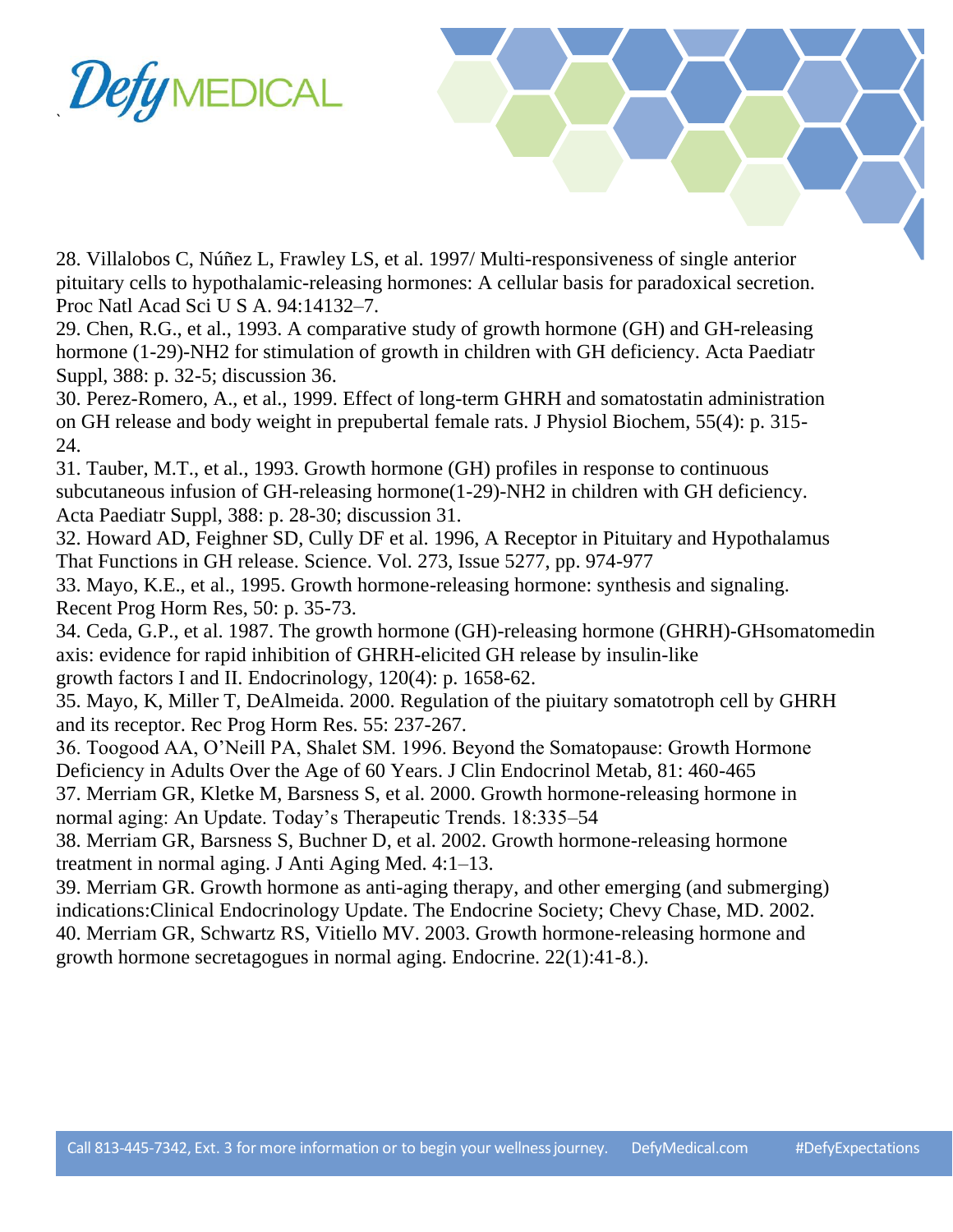28. Villalobos C, Núñez L, Frawley LS, et al. 1997/ Multi-responsiveness of single anterior pituitary cells to hypothalamic-releasing hormones: A cellular basis for paradoxical secretion. Proc Natl Acad Sci U S A. 94:14132–7.

29. Chen, R.G., et al., 1993. A comparative study of growth hormone (GH) and GH-releasing hormone (1-29)-NH2 for stimulation of growth in children with GH deficiency. Acta Paediatr Suppl, 388: p. 32-5; discussion 36.

30. Perez-Romero, A., et al., 1999. Effect of long-term GHRH and somatostatin administration on GH release and body weight in prepubertal female rats. J Physiol Biochem, 55(4): p. 315-24.

31. Tauber, M.T., et al., 1993. Growth hormone (GH) profiles in response to continuous subcutaneous infusion of GH-releasing hormone(1-29)-NH2 in children with GH deficiency. Acta Paediatr Suppl, 388: p. 28-30; discussion 31.

32. Howard AD, Feighner SD, Cully DF et al. 1996, A Receptor in Pituitary and Hypothalamus That Functions in GH release. Science. Vol. 273, Issue 5277, pp. 974-977

33. Mayo, K.E., et al., 1995. Growth hormone-releasing hormone: synthesis and signaling. Recent Prog Horm Res, 50: p. 35-73.

34. Ceda, G.P., et al. 1987. The growth hormone (GH)-releasing hormone (GHRH)-GHsomatomedin axis: evidence for rapid inhibition of GHRH-elicited GH release by insulin-like growth factors I and II. Endocrinology, 120(4): p. 1658-62.

35. Mayo, K, Miller T, DeAlmeida. 2000. Regulation of the piuitary somatotroph cell by GHRH and its receptor. Rec Prog Horm Res. 55: 237-267.

36. Toogood AA, O'Neill PA, Shalet SM. 1996. Beyond the Somatopause: Growth Hormone Deficiency in Adults Over the Age of 60 Years. J Clin Endocrinol Metab, 81: 460-465

37. Merriam GR, Kletke M, Barsness S, et al. 2000. Growth hormone-releasing hormone in normal aging: An Update. Today's Therapeutic Trends. 18:335–54

38. Merriam GR, Barsness S, Buchner D, et al. 2002. Growth hormone-releasing hormone treatment in normal aging. J Anti Aging Med. 4:1–13.

39. Merriam GR. Growth hormone as anti-aging therapy, and other emerging (and submerging) indications:Clinical Endocrinology Update. The Endocrine Society; Chevy Chase, MD. 2002.

40. Merriam GR, Schwartz RS, Vitiello MV. 2003. Growth hormone-releasing hormone and growth hormone secretagogues in normal aging. Endocrine. 22(1):41-8.).